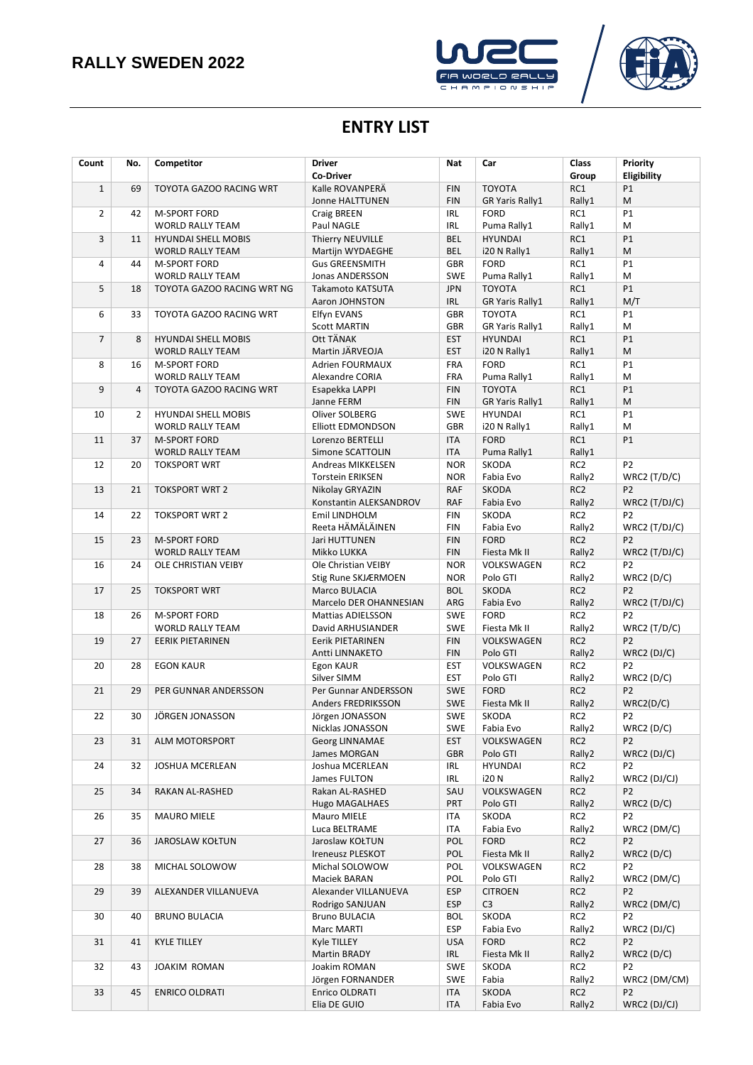# RALLY SWEDEN 2022

## ENTRY LIST

| Count | No. | Competitor | Driver<br>Co-Driver | Nat | Car | Class<br>Group | Priority<br>Eligibility |
|---|---|---|---|---|---|---|---|
| 1 | 69 | TOYOTA GAZOO RACING WRT | Kalle ROVANPERÄ<br>Jonne HALTTUNEN | FIN<br>FIN | TOYOTA<br>GR Yaris Rally1 | RC1<br>Rally1 | P1<br>M |
| 2 | 42 | M-SPORT FORD<br>WORLD RALLY TEAM | Craig BREEN<br>Paul NAGLE | IRL<br>IRL | FORD<br>Puma Rally1 | RC1<br>Rally1 | P1<br>M |
| 3 | 11 | HYUNDAI SHELL MOBIS<br>WORLD RALLY TEAM | Thierry NEUVILLE<br>Martijn WYDAEGHE | BEL<br>BEL | HYUNDAI<br>i20 N Rally1 | RC1<br>Rally1 | P1<br>M |
| 4 | 44 | M-SPORT FORD<br>WORLD RALLY TEAM | Gus GREENSMITH<br>Jonas ANDERSSON | GBR<br>SWE | FORD<br>Puma Rally1 | RC1<br>Rally1 | P1<br>M |
| 5 | 18 | TOYOTA GAZOO RACING WRT NG | Takamoto KATSUTA<br>Aaron JOHNSTON | JPN<br>IRL | TOYOTA<br>GR Yaris Rally1 | RC1<br>Rally1 | P1<br>M/T |
| 6 | 33 | TOYOTA GAZOO RACING WRT | Elfyn EVANS<br>Scott MARTIN | GBR<br>GBR | TOYOTA<br>GR Yaris Rally1 | RC1<br>Rally1 | P1<br>M |
| 7 | 8 | HYUNDAI SHELL MOBIS<br>WORLD RALLY TEAM | Ott TÄNAK<br>Martin JÄRVEOJA | EST<br>EST | HYUNDAI<br>i20 N Rally1 | RC1<br>Rally1 | P1<br>M |
| 8 | 16 | M-SPORT FORD<br>WORLD RALLY TEAM | Adrien FOURMAUX<br>Alexandre CORIA | FRA<br>FRA | FORD<br>Puma Rally1 | RC1<br>Rally1 | P1<br>M |
| 9 | 4 | TOYOTA GAZOO RACING WRT | Esapekka LAPPI<br>Janne FERM | FIN<br>FIN | TOYOTA<br>GR Yaris Rally1 | RC1<br>Rally1 | P1<br>M |
| 10 | 2 | HYUNDAI SHELL MOBIS<br>WORLD RALLY TEAM | Oliver SOLBERG<br>Elliott EDMONDSON | SWE<br>GBR | HYUNDAI<br>i20 N Rally1 | RC1<br>Rally1 | P1<br>M |
| 11 | 37 | M-SPORT FORD<br>WORLD RALLY TEAM | Lorenzo BERTELLI<br>Simone SCATTOLIN | ITA<br>ITA | FORD<br>Puma Rally1 | RC1<br>Rally1 | P1 |
| 12 | 20 | TOKSPORT WRT | Andreas MIKKELSEN<br>Torstein ERIKSEN | NOR<br>NOR | SKODA<br>Fabia Evo | RC2<br>Rally2 | P2<br>WRC2 (T/D/C) |
| 13 | 21 | TOKSPORT WRT 2 | Nikolay GRYAZIN<br>Konstantin ALEKSANDROV | RAF<br>RAF | SKODA<br>Fabia Evo | RC2<br>Rally2 | P2<br>WRC2 (T/DJ/C) |
| 14 | 22 | TOKSPORT WRT 2 | Emil LINDHOLM<br>Reeta HÄMÄLÄINEN | FIN<br>FIN | SKODA<br>Fabia Evo | RC2<br>Rally2 | P2<br>WRC2 (T/DJ/C) |
| 15 | 23 | M-SPORT FORD<br>WORLD RALLY TEAM | Jari HUTTUNEN<br>Mikko LUKKA | FIN<br>FIN | FORD<br>Fiesta Mk II | RC2<br>Rally2 | P2<br>WRC2 (T/DJ/C) |
| 16 | 24 | OLE CHRISTIAN VEIBY | Ole Christian VEIBY<br>Stig Rune SKJÆRMOEN | NOR<br>NOR | VOLKSWAGEN<br>Polo GTI | RC2<br>Rally2 | P2<br>WRC2 (D/C) |
| 17 | 25 | TOKSPORT WRT | Marco BULACIA<br>Marcelo DER OHANNESIAN | BOL<br>ARG | SKODA<br>Fabia Evo | RC2<br>Rally2 | P2<br>WRC2 (T/DJ/C) |
| 18 | 26 | M-SPORT FORD<br>WORLD RALLY TEAM | Mattias ADIELSSON<br>David ARHUSIANDER | SWE<br>SWE | FORD<br>Fiesta Mk II | RC2<br>Rally2 | P2<br>WRC2 (T/D/C) |
| 19 | 27 | EERIK PIETARINEN | Eerik PIETARINEN<br>Antti LINNAKETO | FIN<br>FIN | VOLKSWAGEN<br>Polo GTI | RC2<br>Rally2 | P2<br>WRC2 (DJ/C) |
| 20 | 28 | EGON KAUR | Egon KAUR<br>Silver SIMM | EST<br>EST | VOLKSWAGEN<br>Polo GTI | RC2<br>Rally2 | P2<br>WRC2 (D/C) |
| 21 | 29 | PER GUNNAR ANDERSSON | Per Gunnar ANDERSSON<br>Anders FREDRIKSSON | SWE<br>SWE | FORD<br>Fiesta Mk II | RC2<br>Rally2 | P2<br>WRC2(D/C) |
| 22 | 30 | JÖRGEN JONASSON | Jörgen JONASSON<br>Nicklas JONASSON | SWE<br>SWE | SKODA<br>Fabia Evo | RC2<br>Rally2 | P2<br>WRC2 (D/C) |
| 23 | 31 | ALM MOTORSPORT | Georg LINNAMAE<br>James MORGAN | EST<br>GBR | VOLKSWAGEN<br>Polo GTI | RC2<br>Rally2 | P2<br>WRC2 (DJ/C) |
| 24 | 32 | JOSHUA MCERLEAN | Joshua MCERLEAN<br>James FULTON | IRL<br>IRL | HYUNDAI<br>i20 N | RC2<br>Rally2 | P2<br>WRC2 (DJ/CJ) |
| 25 | 34 | RAKAN AL-RASHED | Rakan AL-RASHED<br>Hugo MAGALHAES | SAU<br>PRT | VOLKSWAGEN<br>Polo GTI | RC2<br>Rally2 | P2<br>WRC2 (D/C) |
| 26 | 35 | MAURO MIELE | Mauro MIELE<br>Luca BELTRAME | ITA<br>ITA | SKODA<br>Fabia Evo | RC2<br>Rally2 | P2<br>WRC2 (DM/C) |
| 27 | 36 | JAROSLAW KOŁTUN | Jaroslaw KOŁTUN<br>Ireneusz PLESKOT | POL<br>POL | FORD<br>Fiesta Mk II | RC2<br>Rally2 | P2<br>WRC2 (D/C) |
| 28 | 38 | MICHAL SOLOWOW | Michal SOLOWOW<br>Maciek BARAN | POL<br>POL | VOLKSWAGEN<br>Polo GTI | RC2<br>Rally2 | P2<br>WRC2 (DM/C) |
| 29 | 39 | ALEXANDER VILLANUEVA | Alexander VILLANUEVA<br>Rodrigo SANJUAN | ESP<br>ESP | CITROEN<br>C3 | RC2<br>Rally2 | P2<br>WRC2 (DM/C) |
| 30 | 40 | BRUNO BULACIA | Bruno BULACIA<br>Marc MARTI | BOL<br>ESP | SKODA<br>Fabia Evo | RC2<br>Rally2 | P2<br>WRC2 (DJ/C) |
| 31 | 41 | KYLE TILLEY | Kyle TILLEY<br>Martin BRADY | USA<br>IRL | FORD<br>Fiesta Mk II | RC2<br>Rally2 | P2<br>WRC2 (D/C) |
| 32 | 43 | JOAKIM ROMAN | Joakim ROMAN<br>Jörgen FORNANDER | SWE<br>SWE | SKODA<br>Fabia | RC2<br>Rally2 | P2<br>WRC2 (DM/CM) |
| 33 | 45 | ENRICO OLDRATI | Enrico OLDRATI<br>Elia DE GUIO | ITA<br>ITA | SKODA<br>Fabia Evo | RC2<br>Rally2 | P2<br>WRC2 (DJ/CJ) |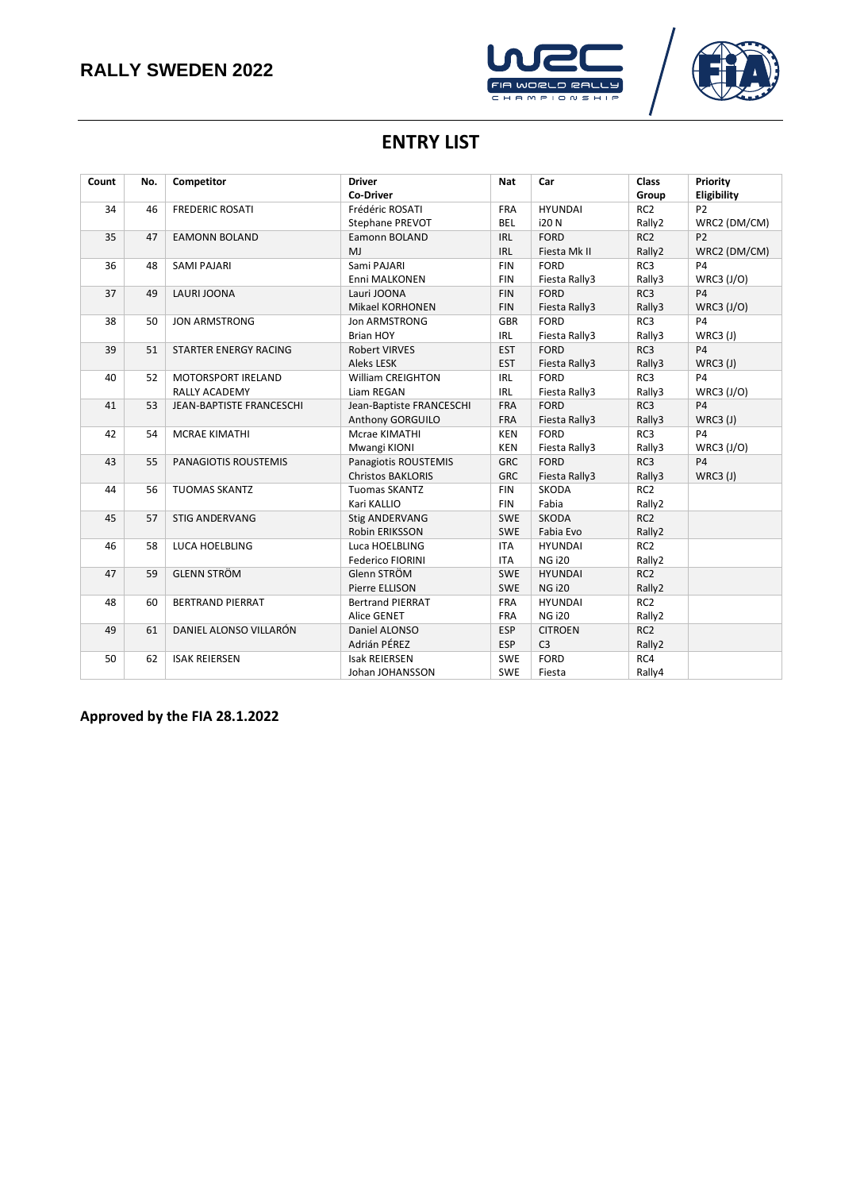# RALLY SWEDEN 2022

## ENTRY LIST

| Count | No. | Competitor | Driver<br>Co-Driver | Nat | Car | Class<br>Group | Priority<br>Eligibility |
|---|---|---|---|---|---|---|---|
| 34 | 46 | FREDERIC ROSATI | Frédéric ROSATI<br>Stephane PREVOT | FRA<br>BEL | HYUNDAI<br>i20 N | RC2<br>Rally2 | P2<br>WRC2 (DM/CM) |
| 35 | 47 | EAMONN BOLAND | Eamonn BOLAND<br>MJ | IRL<br>IRL | FORD<br>Fiesta Mk II | RC2<br>Rally2 | P2<br>WRC2 (DM/CM) |
| 36 | 48 | SAMI PAJARI | Sami PAJARI<br>Enni MALKONEN | FIN<br>FIN | FORD<br>Fiesta Rally3 | RC3<br>Rally3 | P4<br>WRC3 (J/O) |
| 37 | 49 | LAURI JOONA | Lauri JOONA<br>Mikael KORHONEN | FIN<br>FIN | FORD<br>Fiesta Rally3 | RC3<br>Rally3 | P4<br>WRC3 (J/O) |
| 38 | 50 | JON ARMSTRONG | Jon ARMSTRONG<br>Brian HOY | GBR<br>IRL | FORD<br>Fiesta Rally3 | RC3<br>Rally3 | P4<br>WRC3 (J) |
| 39 | 51 | STARTER ENERGY RACING | Robert VIRVES<br>Aleks LESK | EST<br>EST | FORD<br>Fiesta Rally3 | RC3<br>Rally3 | P4<br>WRC3 (J) |
| 40 | 52 | MOTORSPORT IRELAND RALLY ACADEMY | William CREIGHTON<br>Liam REGAN | IRL<br>IRL | FORD<br>Fiesta Rally3 | RC3<br>Rally3 | P4<br>WRC3 (J/O) |
| 41 | 53 | JEAN-BAPTISTE FRANCESCHI | Jean-Baptiste FRANCESCHI<br>Anthony GORGUILO | FRA<br>FRA | FORD<br>Fiesta Rally3 | RC3<br>Rally3 | P4<br>WRC3 (J) |
| 42 | 54 | MCRAE KIMATHI | Mcrae KIMATHI<br>Mwangi KIONI | KEN<br>KEN | FORD<br>Fiesta Rally3 | RC3<br>Rally3 | P4<br>WRC3 (J/O) |
| 43 | 55 | PANAGIOTIS ROUSTEMIS | Panagiotis ROUSTEMIS<br>Christos BAKLORIS | GRC<br>GRC | FORD<br>Fiesta Rally3 | RC3<br>Rally3 | P4<br>WRC3 (J) |
| 44 | 56 | TUOMAS SKANTZ | Tuomas SKANTZ<br>Kari KALLIO | FIN<br>FIN | SKODA<br>Fabia | RC2<br>Rally2 | |
| 45 | 57 | STIG ANDERVANG | Stig ANDERVANG<br>Robin ERIKSSON | SWE<br>SWE | SKODA<br>Fabia Evo | RC2<br>Rally2 | |
| 46 | 58 | LUCA HOELBLING | Luca HOELBLING<br>Federico FIORINI | ITA<br>ITA | HYUNDAI<br>NG i20 | RC2<br>Rally2 | |
| 47 | 59 | GLENN STRÖM | Glenn STRÖM<br>Pierre ELLISON | SWE<br>SWE | HYUNDAI<br>NG i20 | RC2<br>Rally2 | |
| 48 | 60 | BERTRAND PIERRAT | Bertrand PIERRAT<br>Alice GENET | FRA<br>FRA | HYUNDAI<br>NG i20 | RC2<br>Rally2 | |
| 49 | 61 | DANIEL ALONSO VILLARÓN | Daniel ALONSO<br>Adrián PÉREZ | ESP<br>ESP | CITROEN<br>C3 | RC2<br>Rally2 | |
| 50 | 62 | ISAK REIERSEN | Isak REIERSEN<br>Johan JOHANSSON | SWE<br>SWE | FORD<br>Fiesta | RC4<br>Rally4 | |

**Approved by the FIA 28.1.2022**